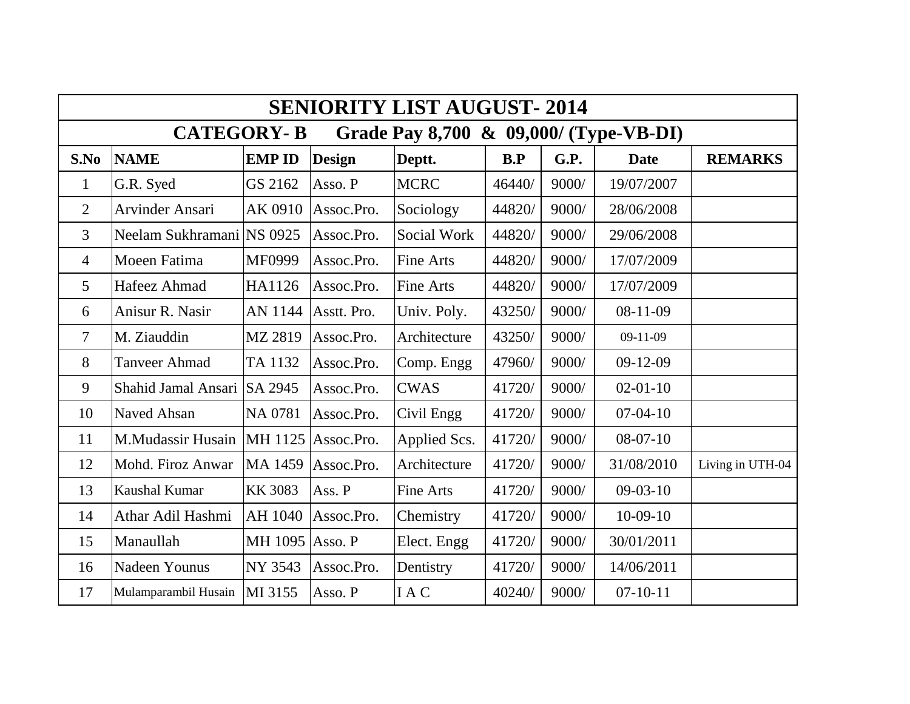| SENIORITY LIST AUGUST- 2014 | | | | | | | | |
|---|---|---|---|---|---|---|---|---|
| CATEGORY- B Grade Pay 8,700 & 09,000/ (Type-VB-DI) | | | | | | | | |
| **S.No** | **NAME** | **EMP ID** | **Design** | **Deptt.** | **B.P** | **G.P.** | **Date** | **REMARKS** |
| 1 | G.R. Syed | GS 2162 | Asso. P | MCRC | 46440/ | 9000/ | 19/07/2007 | |
| 2 | Arvinder Ansari | AK 0910 | Assoc.Pro. | Sociology | 44820/ | 9000/ | 28/06/2008 | |
| 3 | Neelam Sukhramani | NS 0925 | Assoc.Pro. | Social Work | 44820/ | 9000/ | 29/06/2008 | |
| 4 | Moeen Fatima | MF0999 | Assoc.Pro. | Fine Arts | 44820/ | 9000/ | 17/07/2009 | |
| 5 | Hafeez Ahmad | HA1126 | Assoc.Pro. | Fine Arts | 44820/ | 9000/ | 17/07/2009 | |
| 6 | Anisur R. Nasir | AN 1144 | Asstt. Pro. | Univ. Poly. | 43250/ | 9000/ | 08-11-09 | |
| 7 | M. Ziauddin | MZ 2819 | Assoc.Pro. | Architecture | 43250/ | 9000/ | 09-11-09 | |
| 8 | Tanveer Ahmad | TA 1132 | Assoc.Pro. | Comp. Engg | 47960/ | 9000/ | 09-12-09 | |
| 9 | Shahid Jamal Ansari | SA 2945 | Assoc.Pro. | CWAS | 41720/ | 9000/ | 02-01-10 | |
| 10 | Naved Ahsan | NA 0781 | Assoc.Pro. | Civil Engg | 41720/ | 9000/ | 07-04-10 | |
| 11 | M.Mudassir Husain | MH 1125 | Assoc.Pro. | Applied Scs. | 41720/ | 9000/ | 08-07-10 | |
| 12 | Mohd. Firoz Anwar | MA 1459 | Assoc.Pro. | Architecture | 41720/ | 9000/ | 31/08/2010 | Living in UTH-04 |
| 13 | Kaushal Kumar | KK 3083 | Ass. P | Fine Arts | 41720/ | 9000/ | 09-03-10 | |
| 14 | Athar Adil Hashmi | AH 1040 | Assoc.Pro. | Chemistry | 41720/ | 9000/ | 10-09-10 | |
| 15 | Manaullah | MH 1095 | Asso. P | Elect. Engg | 41720/ | 9000/ | 30/01/2011 | |
| 16 | Nadeen Younus | NY 3543 | Assoc.Pro. | Dentistry | 41720/ | 9000/ | 14/06/2011 | |
| 17 | Mulamparambil Husain | MI 3155 | Asso. P | I A C | 40240/ | 9000/ | 07-10-11 | |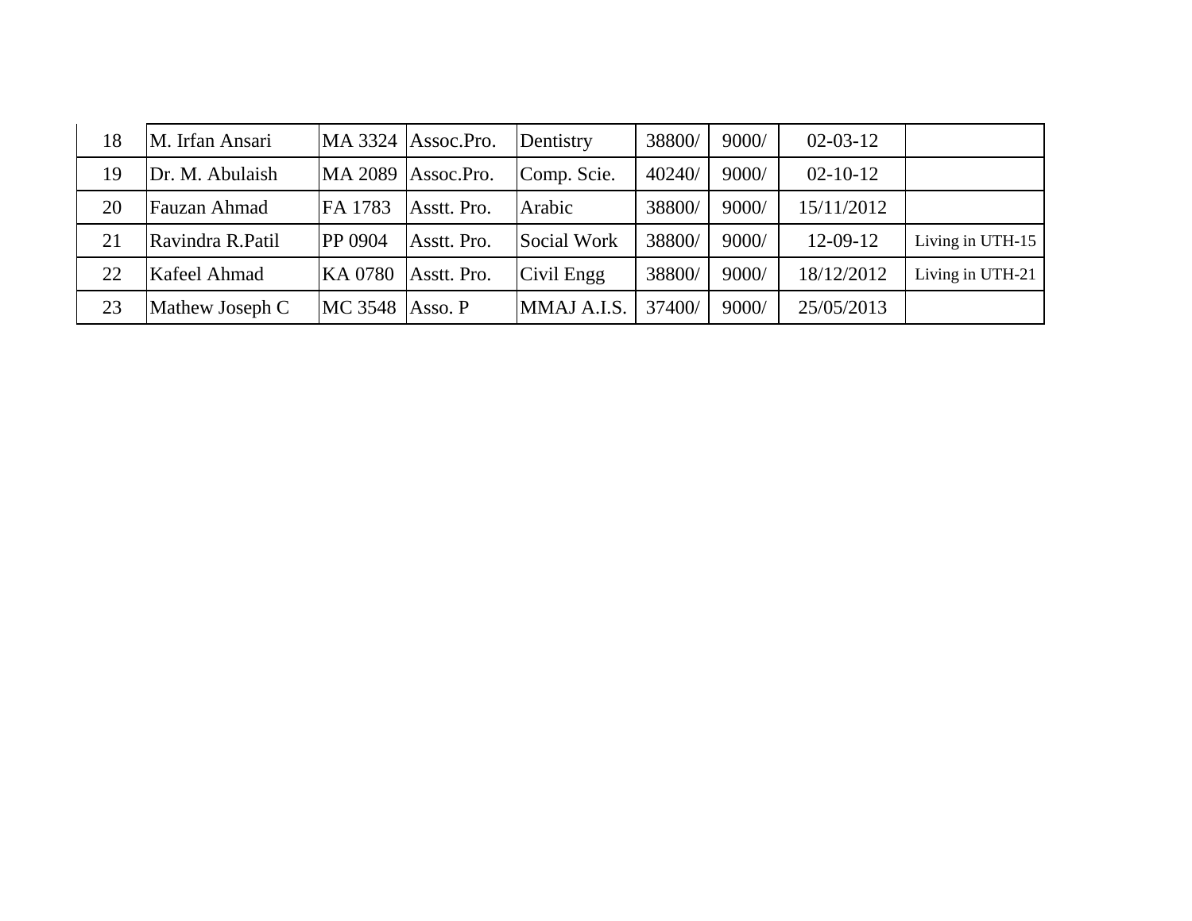| | | | | | | | | |
|---|---|---|---|---|---|---|---|---|
| 18 | M. Irfan Ansari | MA 3324 | Assoc.Pro. | Dentistry | 38800/ | 9000/ | 02-03-12 | |
| 19 | Dr. M. Abulaish | MA 2089 | Assoc.Pro. | Comp. Scie. | 40240/ | 9000/ | 02-10-12 | |
| 20 | Fauzan Ahmad | FA 1783 | Asstt. Pro. | Arabic | 38800/ | 9000/ | 15/11/2012 | |
| 21 | Ravindra R.Patil | PP 0904 | Asstt. Pro. | Social Work | 38800/ | 9000/ | 12-09-12 | Living in UTH-15 |
| 22 | Kafeel Ahmad | KA 0780 | Asstt. Pro. | Civil Engg | 38800/ | 9000/ | 18/12/2012 | Living in UTH-21 |
| 23 | Mathew Joseph C | MC 3548 | Asso. P | MMAJ A.I.S. | 37400/ | 9000/ | 25/05/2013 | |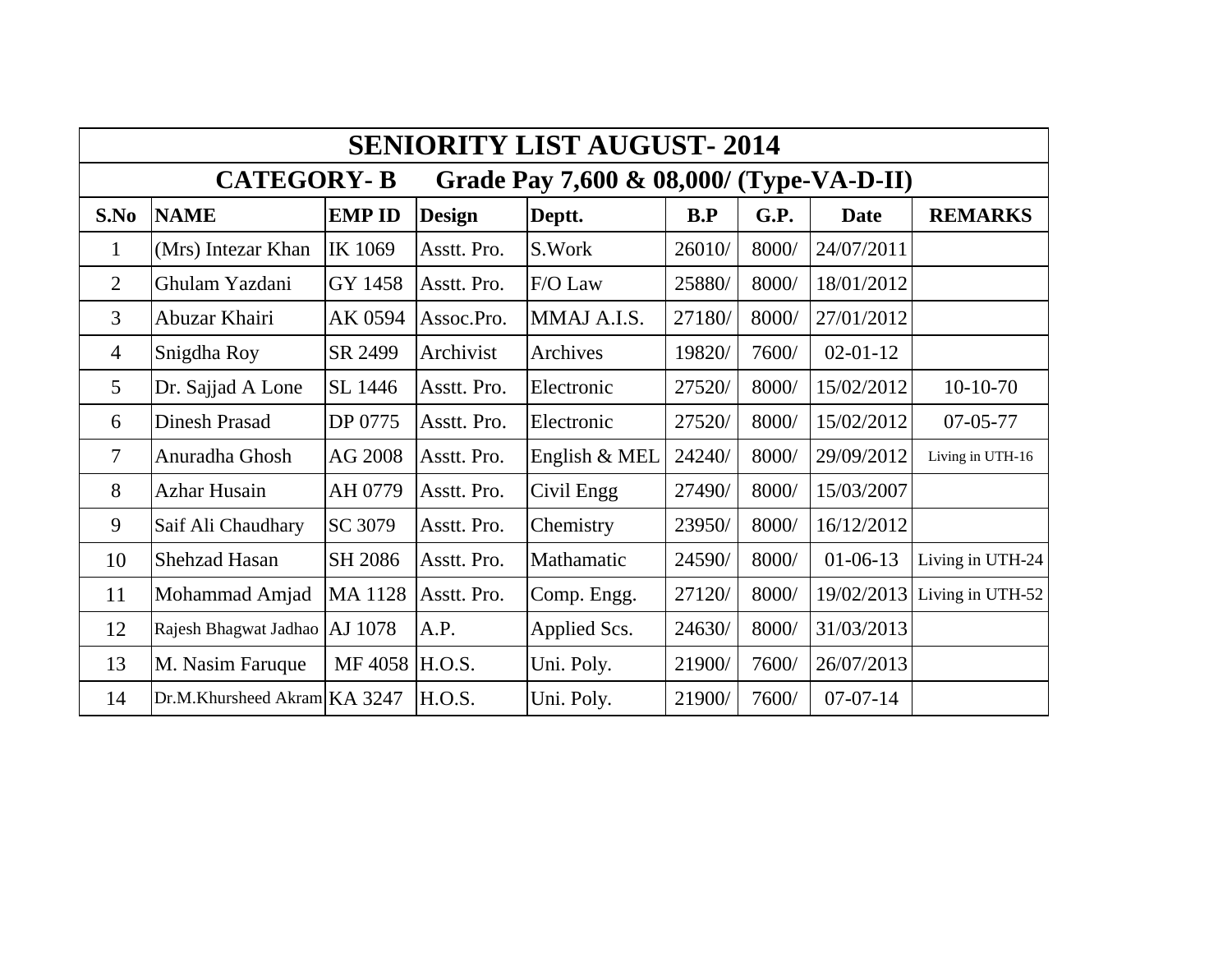| SENIORITY LIST AUGUST- 2014 | | | | | | | | |
|---|---|---|---|---|---|---|---|---|
| CATEGORY- B Grade Pay 7,600 & 08,000/ (Type-VA-D-II) | | | | | | | | |
| **S.No** | **NAME** | **EMP ID** | **Design** | **Deptt.** | **B.P** | **G.P.** | **Date** | **REMARKS** |
| 1 | (Mrs) Intezar Khan | IK 1069 | Asstt. Pro. | S.Work | 26010/ | 8000/ | 24/07/2011 | |
| 2 | Ghulam Yazdani | GY 1458 | Asstt. Pro. | F/O Law | 25880/ | 8000/ | 18/01/2012 | |
| 3 | Abuzar Khairi | AK 0594 | Assoc.Pro. | MMAJ A.I.S. | 27180/ | 8000/ | 27/01/2012 | |
| 4 | Snigdha Roy | SR 2499 | Archivist | Archives | 19820/ | 7600/ | 02-01-12 | |
| 5 | Dr. Sajjad A Lone | SL 1446 | Asstt. Pro. | Electronic | 27520/ | 8000/ | 15/02/2012 | 10-10-70 |
| 6 | Dinesh Prasad | DP 0775 | Asstt. Pro. | Electronic | 27520/ | 8000/ | 15/02/2012 | 07-05-77 |
| 7 | Anuradha Ghosh | AG 2008 | Asstt. Pro. | English & MEL | 24240/ | 8000/ | 29/09/2012 | Living in UTH-16 |
| 8 | Azhar Husain | AH 0779 | Asstt. Pro. | Civil Engg | 27490/ | 8000/ | 15/03/2007 | |
| 9 | Saif Ali Chaudhary | SC 3079 | Asstt. Pro. | Chemistry | 23950/ | 8000/ | 16/12/2012 | |
| 10 | Shehzad Hasan | SH 2086 | Asstt. Pro. | Mathamatic | 24590/ | 8000/ | 01-06-13 | Living in UTH-24 |
| 11 | Mohammad Amjad | MA 1128 | Asstt. Pro. | Comp. Engg. | 27120/ | 8000/ | 19/02/2013 | Living in UTH-52 |
| 12 | Rajesh Bhagwat Jadhao | AJ 1078 | A.P. | Applied Scs. | 24630/ | 8000/ | 31/03/2013 | |
| 13 | M. Nasim Faruque | MF 4058 | H.O.S. | Uni. Poly. | 21900/ | 7600/ | 26/07/2013 | |
| 14 | Dr.M.Khursheed Akram | KA 3247 | H.O.S. | Uni. Poly. | 21900/ | 7600/ | 07-07-14 | |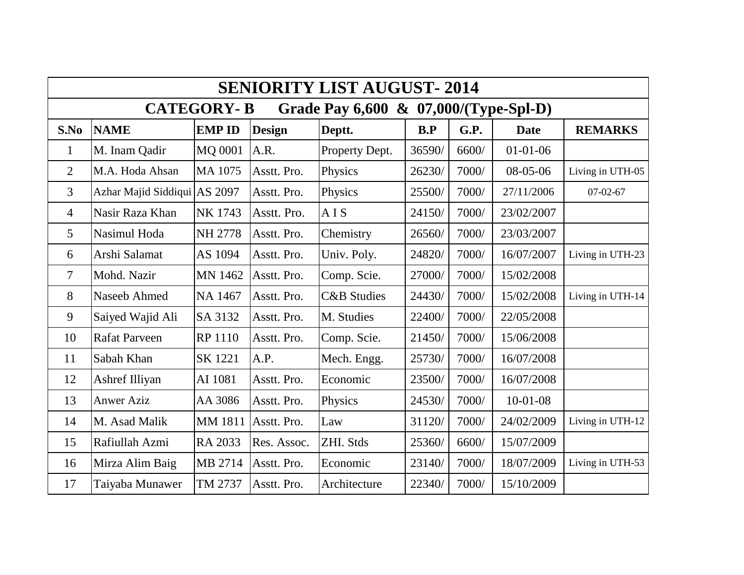| SENIORITY LIST AUGUST- 2014 | | | | | | | | |
|---|---|---|---|---|---|---|---|---|
| CATEGORY- B Grade Pay 6,600 & 07,000/(Type-Spl-D) | | | | | | | | |
| **S.No** | **NAME** | **EMP ID** | **Design** | **Deptt.** | **B.P** | **G.P.** | **Date** | **REMARKS** |
| 1 | M. Inam Qadir | MQ 0001 | A.R. | Property Dept. | 36590/ | 6600/ | 01-01-06 | |
| 2 | M.A. Hoda Ahsan | MA 1075 | Asstt. Pro. | Physics | 26230/ | 7000/ | 08-05-06 | Living in UTH-05 |
| 3 | Azhar Majid Siddiqui | AS 2097 | Asstt. Pro. | Physics | 25500/ | 7000/ | 27/11/2006 | 07-02-67 |
| 4 | Nasir Raza Khan | NK 1743 | Asstt. Pro. | A I S | 24150/ | 7000/ | 23/02/2007 | |
| 5 | Nasimul Hoda | NH 2778 | Asstt. Pro. | Chemistry | 26560/ | 7000/ | 23/03/2007 | |
| 6 | Arshi Salamat | AS 1094 | Asstt. Pro. | Univ. Poly. | 24820/ | 7000/ | 16/07/2007 | Living in UTH-23 |
| 7 | Mohd. Nazir | MN 1462 | Asstt. Pro. | Comp. Scie. | 27000/ | 7000/ | 15/02/2008 | |
| 8 | Naseeb Ahmed | NA 1467 | Asstt. Pro. | C&B Studies | 24430/ | 7000/ | 15/02/2008 | Living in UTH-14 |
| 9 | Saiyed Wajid Ali | SA 3132 | Asstt. Pro. | M. Studies | 22400/ | 7000/ | 22/05/2008 | |
| 10 | Rafat Parveen | RP 1110 | Asstt. Pro. | Comp. Scie. | 21450/ | 7000/ | 15/06/2008 | |
| 11 | Sabah Khan | SK 1221 | A.P. | Mech. Engg. | 25730/ | 7000/ | 16/07/2008 | |
| 12 | Ashref Illiyan | AI 1081 | Asstt. Pro. | Economic | 23500/ | 7000/ | 16/07/2008 | |
| 13 | Anwer Aziz | AA 3086 | Asstt. Pro. | Physics | 24530/ | 7000/ | 10-01-08 | |
| 14 | M. Asad Malik | MM 1811 | Asstt. Pro. | Law | 31120/ | 7000/ | 24/02/2009 | Living in UTH-12 |
| 15 | Rafiullah Azmi | RA 2033 | Res. Assoc. | ZHI. Stds | 25360/ | 6600/ | 15/07/2009 | |
| 16 | Mirza Alim Baig | MB 2714 | Asstt. Pro. | Economic | 23140/ | 7000/ | 18/07/2009 | Living in UTH-53 |
| 17 | Taiyaba Munawer | TM 2737 | Asstt. Pro. | Architecture | 22340/ | 7000/ | 15/10/2009 | |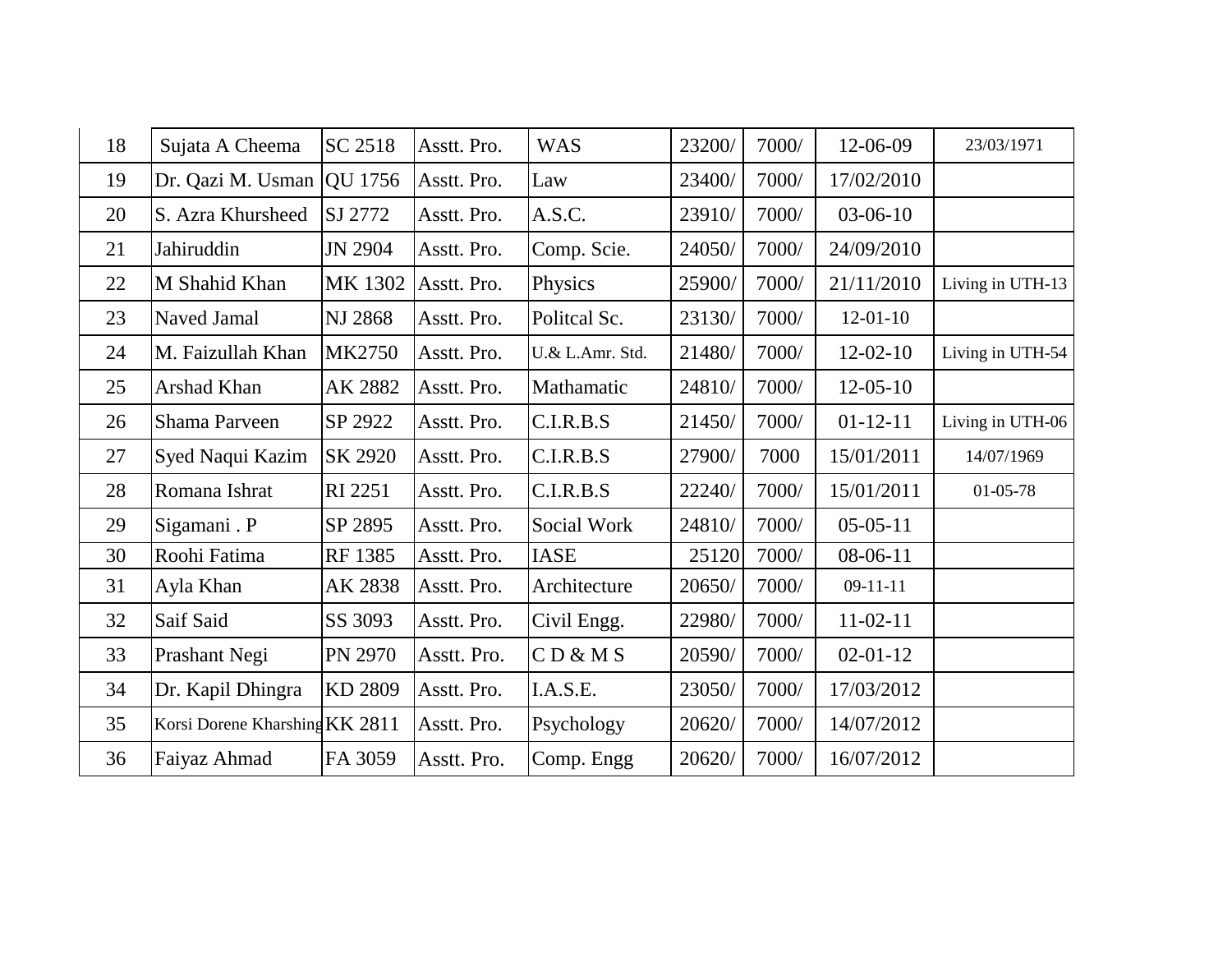| | | | | | | | | |
|---|---|---|---|---|---|---|---|---|
| 18 | Sujata A Cheema | SC 2518 | Asstt. Pro. | WAS | 23200/ | 7000/ | 12-06-09 | 23/03/1971 |
| 19 | Dr. Qazi M. Usman | QU 1756 | Asstt. Pro. | Law | 23400/ | 7000/ | 17/02/2010 | |
| 20 | S. Azra Khursheed | SJ 2772 | Asstt. Pro. | A.S.C. | 23910/ | 7000/ | 03-06-10 | |
| 21 | Jahiruddin | JN 2904 | Asstt. Pro. | Comp. Scie. | 24050/ | 7000/ | 24/09/2010 | |
| 22 | M Shahid Khan | MK 1302 | Asstt. Pro. | Physics | 25900/ | 7000/ | 21/11/2010 | Living in UTH-13 |
| 23 | Naved Jamal | NJ 2868 | Asstt. Pro. | Politcal Sc. | 23130/ | 7000/ | 12-01-10 | |
| 24 | M. Faizullah Khan | MK2750 | Asstt. Pro. | U.& L.Amr. Std. | 21480/ | 7000/ | 12-02-10 | Living in UTH-54 |
| 25 | Arshad Khan | AK 2882 | Asstt. Pro. | Mathamatic | 24810/ | 7000/ | 12-05-10 | |
| 26 | Shama Parveen | SP 2922 | Asstt. Pro. | C.I.R.B.S | 21450/ | 7000/ | 01-12-11 | Living in UTH-06 |
| 27 | Syed Naqui Kazim | SK 2920 | Asstt. Pro. | C.I.R.B.S | 27900/ | 7000 | 15/01/2011 | 14/07/1969 |
| 28 | Romana Ishrat | RI 2251 | Asstt. Pro. | C.I.R.B.S | 22240/ | 7000/ | 15/01/2011 | 01-05-78 |
| 29 | Sigamani . P | SP 2895 | Asstt. Pro. | Social Work | 24810/ | 7000/ | 05-05-11 | |
| 30 | Roohi Fatima | RF 1385 | Asstt. Pro. | IASE | 25120 | 7000/ | 08-06-11 | |
| 31 | Ayla Khan | AK 2838 | Asstt. Pro. | Architecture | 20650/ | 7000/ | 09-11-11 | |
| 32 | Saif Said | SS 3093 | Asstt. Pro. | Civil Engg. | 22980/ | 7000/ | 11-02-11 | |
| 33 | Prashant Negi | PN 2970 | Asstt. Pro. | C D & M S | 20590/ | 7000/ | 02-01-12 | |
| 34 | Dr. Kapil Dhingra | KD 2809 | Asstt. Pro. | I.A.S.E. | 23050/ | 7000/ | 17/03/2012 | |
| 35 | Korsi Dorene Kharshing | KK 2811 | Asstt. Pro. | Psychology | 20620/ | 7000/ | 14/07/2012 | |
| 36 | Faiyaz Ahmad | FA 3059 | Asstt. Pro. | Comp. Engg | 20620/ | 7000/ | 16/07/2012 | |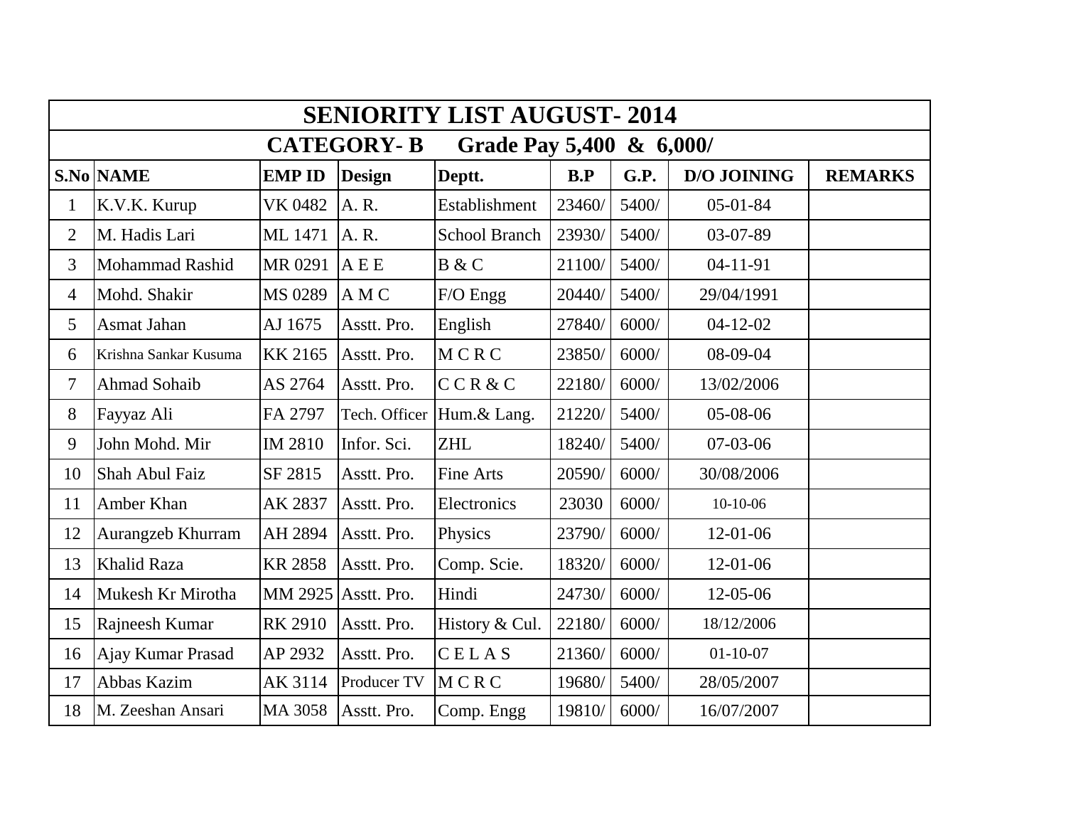| SENIORITY LIST AUGUST- 2014 | | | | | | | | |
|---|---|---|---|---|---|---|---|---|
| **CATEGORY- B Grade Pay 5,400 & 6,000/** | | | | | | | | |
| **S.No** | **NAME** | **EMP ID** | **Design** | **Deptt.** | **B.P** | **G.P.** | **D/O JOINING** | **REMARKS** |
| 1 | K.V.K. Kurup | VK 0482 | A. R. | Establishment | 23460/ | 5400/ | 05-01-84 | |
| 2 | M. Hadis Lari | ML 1471 | A. R. | School Branch | 23930/ | 5400/ | 03-07-89 | |
| 3 | Mohammad Rashid | MR 0291 | A E E | B & C | 21100/ | 5400/ | 04-11-91 | |
| 4 | Mohd. Shakir | MS 0289 | A M C | F/O Engg | 20440/ | 5400/ | 29/04/1991 | |
| 5 | Asmat Jahan | AJ 1675 | Asstt. Pro. | English | 27840/ | 6000/ | 04-12-02 | |
| 6 | Krishna Sankar Kusuma | KK 2165 | Asstt. Pro. | M C R C | 23850/ | 6000/ | 08-09-04 | |
| 7 | Ahmad Sohaib | AS 2764 | Asstt. Pro. | C C R & C | 22180/ | 6000/ | 13/02/2006 | |
| 8 | Fayyaz Ali | FA 2797 | Tech. Officer | Hum.& Lang. | 21220/ | 5400/ | 05-08-06 | |
| 9 | John Mohd. Mir | IM 2810 | Infor. Sci. | ZHL | 18240/ | 5400/ | 07-03-06 | |
| 10 | Shah Abul Faiz | SF 2815 | Asstt. Pro. | Fine Arts | 20590/ | 6000/ | 30/08/2006 | |
| 11 | Amber Khan | AK 2837 | Asstt. Pro. | Electronics | 23030 | 6000/ | 10-10-06 | |
| 12 | Aurangzeb Khurram | AH 2894 | Asstt. Pro. | Physics | 23790/ | 6000/ | 12-01-06 | |
| 13 | Khalid Raza | KR 2858 | Asstt. Pro. | Comp. Scie. | 18320/ | 6000/ | 12-01-06 | |
| 14 | Mukesh Kr Mirotha | MM 2925 | Asstt. Pro. | Hindi | 24730/ | 6000/ | 12-05-06 | |
| 15 | Rajneesh Kumar | RK 2910 | Asstt. Pro. | History & Cul. | 22180/ | 6000/ | 18/12/2006 | |
| 16 | Ajay Kumar Prasad | AP 2932 | Asstt. Pro. | C E L A S | 21360/ | 6000/ | 01-10-07 | |
| 17 | Abbas Kazim | AK 3114 | Producer TV | M C R C | 19680/ | 5400/ | 28/05/2007 | |
| 18 | M. Zeeshan Ansari | MA 3058 | Asstt. Pro. | Comp. Engg | 19810/ | 6000/ | 16/07/2007 | |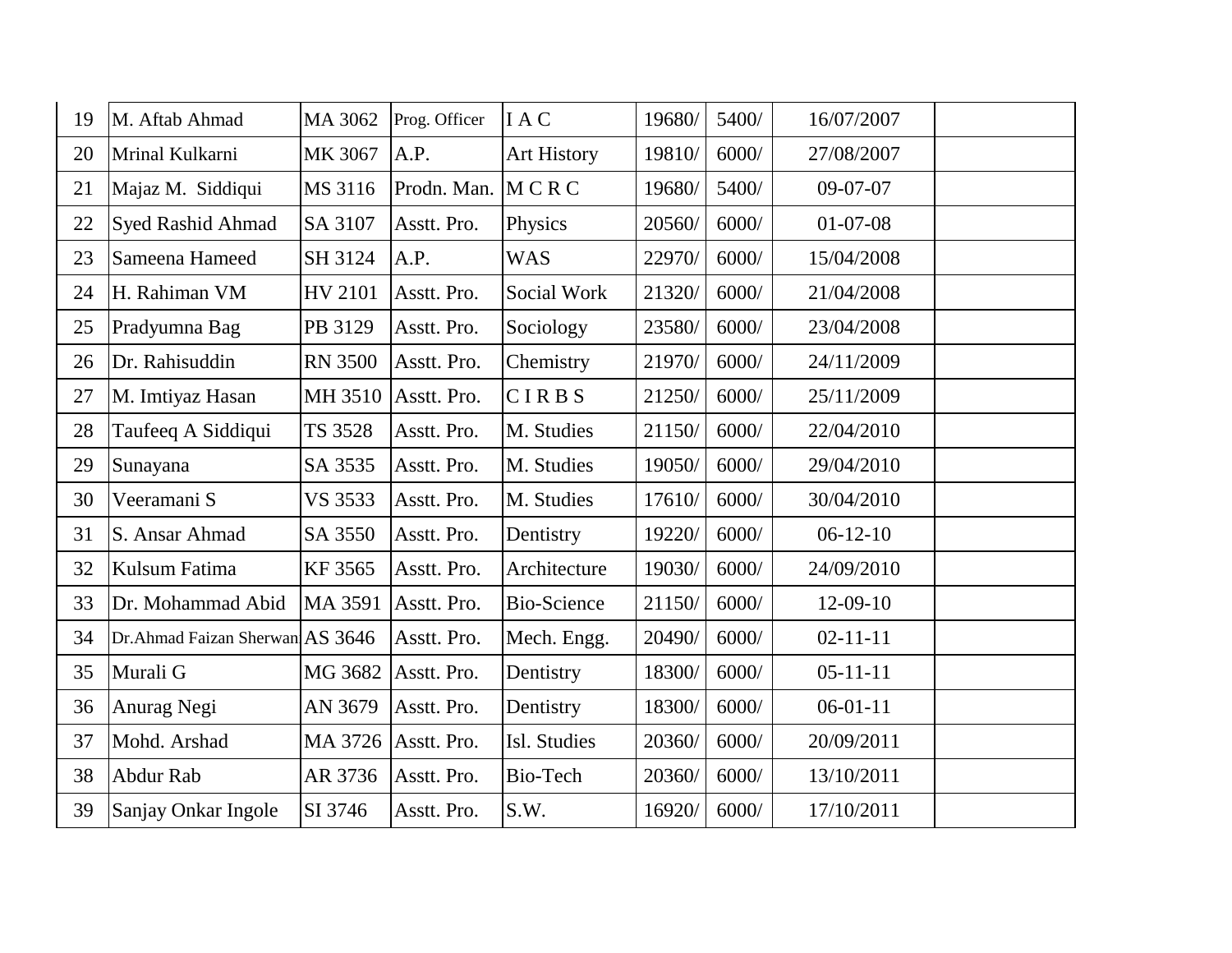| 19 | M. Aftab Ahmad | MA 3062 | Prog. Officer | I A C | 19680/ | 5400/ | 16/07/2007 | |
|---|---|---|---|---|---|---|---|---|
| 20 | Mrinal Kulkarni | MK 3067 | A.P. | Art History | 19810/ | 6000/ | 27/08/2007 | |
| 21 | Majaz M. Siddiqui | MS 3116 | Prodn. Man. | M C R C | 19680/ | 5400/ | 09-07-07 | |
| 22 | Syed Rashid Ahmad | SA 3107 | Asstt. Pro. | Physics | 20560/ | 6000/ | 01-07-08 | |
| 23 | Sameena Hameed | SH 3124 | A.P. | WAS | 22970/ | 6000/ | 15/04/2008 | |
| 24 | H. Rahiman VM | HV 2101 | Asstt. Pro. | Social Work | 21320/ | 6000/ | 21/04/2008 | |
| 25 | Pradyumna Bag | PB 3129 | Asstt. Pro. | Sociology | 23580/ | 6000/ | 23/04/2008 | |
| 26 | Dr. Rahisuddin | RN 3500 | Asstt. Pro. | Chemistry | 21970/ | 6000/ | 24/11/2009 | |
| 27 | M. Imtiyaz Hasan | MH 3510 | Asstt. Pro. | C I R B S | 21250/ | 6000/ | 25/11/2009 | |
| 28 | Taufeeq A Siddiqui | TS 3528 | Asstt. Pro. | M. Studies | 21150/ | 6000/ | 22/04/2010 | |
| 29 | Sunayana | SA 3535 | Asstt. Pro. | M. Studies | 19050/ | 6000/ | 29/04/2010 | |
| 30 | Veeramani S | VS 3533 | Asstt. Pro. | M. Studies | 17610/ | 6000/ | 30/04/2010 | |
| 31 | S. Ansar Ahmad | SA 3550 | Asstt. Pro. | Dentistry | 19220/ | 6000/ | 06-12-10 | |
| 32 | Kulsum Fatima | KF 3565 | Asstt. Pro. | Architecture | 19030/ | 6000/ | 24/09/2010 | |
| 33 | Dr. Mohammad Abid | MA 3591 | Asstt. Pro. | Bio-Science | 21150/ | 6000/ | 12-09-10 | |
| 34 | Dr.Ahmad Faizan Sherwan | AS 3646 | Asstt. Pro. | Mech. Engg. | 20490/ | 6000/ | 02-11-11 | |
| 35 | Murali G | MG 3682 | Asstt. Pro. | Dentistry | 18300/ | 6000/ | 05-11-11 | |
| 36 | Anurag Negi | AN 3679 | Asstt. Pro. | Dentistry | 18300/ | 6000/ | 06-01-11 | |
| 37 | Mohd. Arshad | MA 3726 | Asstt. Pro. | Isl. Studies | 20360/ | 6000/ | 20/09/2011 | |
| 38 | Abdur Rab | AR 3736 | Asstt. Pro. | Bio-Tech | 20360/ | 6000/ | 13/10/2011 | |
| 39 | Sanjay Onkar Ingole | SI 3746 | Asstt. Pro. | S.W. | 16920/ | 6000/ | 17/10/2011 | |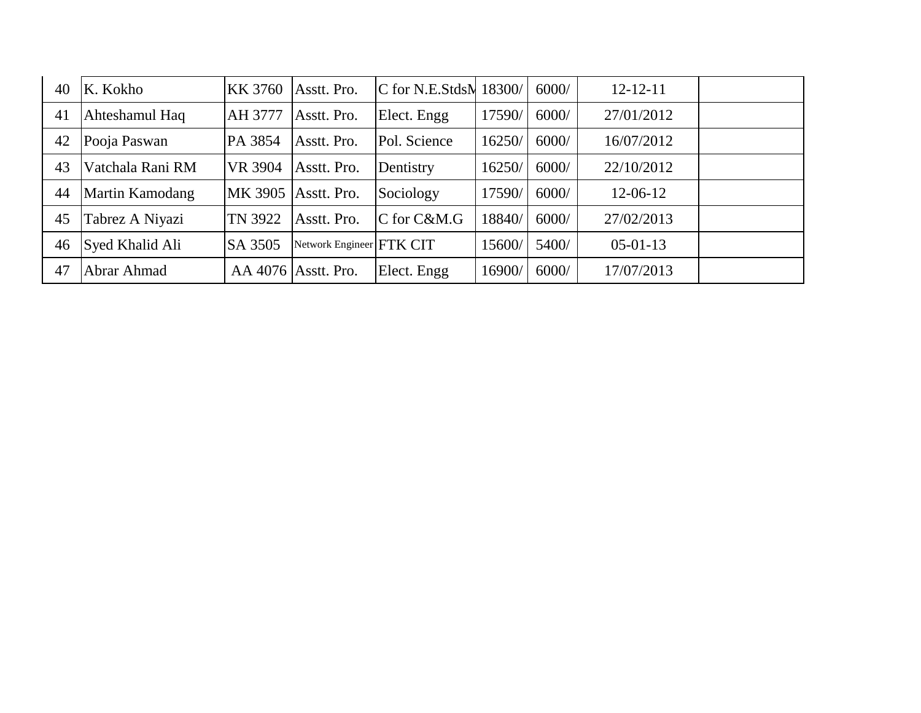| | | | | | | | | |
|---|---|---|---|---|---|---|---|---|
| 40 | K. Kokho | KK 3760 | Asstt. Pro. | C for N.E.StdsM | 18300/ | 6000/ | 12-12-11 | |
| 41 | Ahteshamul Haq | AH 3777 | Asstt. Pro. | Elect. Engg | 17590/ | 6000/ | 27/01/2012 | |
| 42 | Pooja Paswan | PA 3854 | Asstt. Pro. | Pol. Science | 16250/ | 6000/ | 16/07/2012 | |
| 43 | Vatchala Rani RM | VR 3904 | Asstt. Pro. | Dentistry | 16250/ | 6000/ | 22/10/2012 | |
| 44 | Martin Kamodang | MK 3905 | Asstt. Pro. | Sociology | 17590/ | 6000/ | 12-06-12 | |
| 45 | Tabrez A Niyazi | TN 3922 | Asstt. Pro. | C for C&M.G | 18840/ | 6000/ | 27/02/2013 | |
| 46 | Syed Khalid Ali | SA 3505 | Network Engineer | FTK CIT | 15600/ | 5400/ | 05-01-13 | |
| 47 | Abrar Ahmad | AA 4076 | Asstt. Pro. | Elect. Engg | 16900/ | 6000/ | 17/07/2013 | |